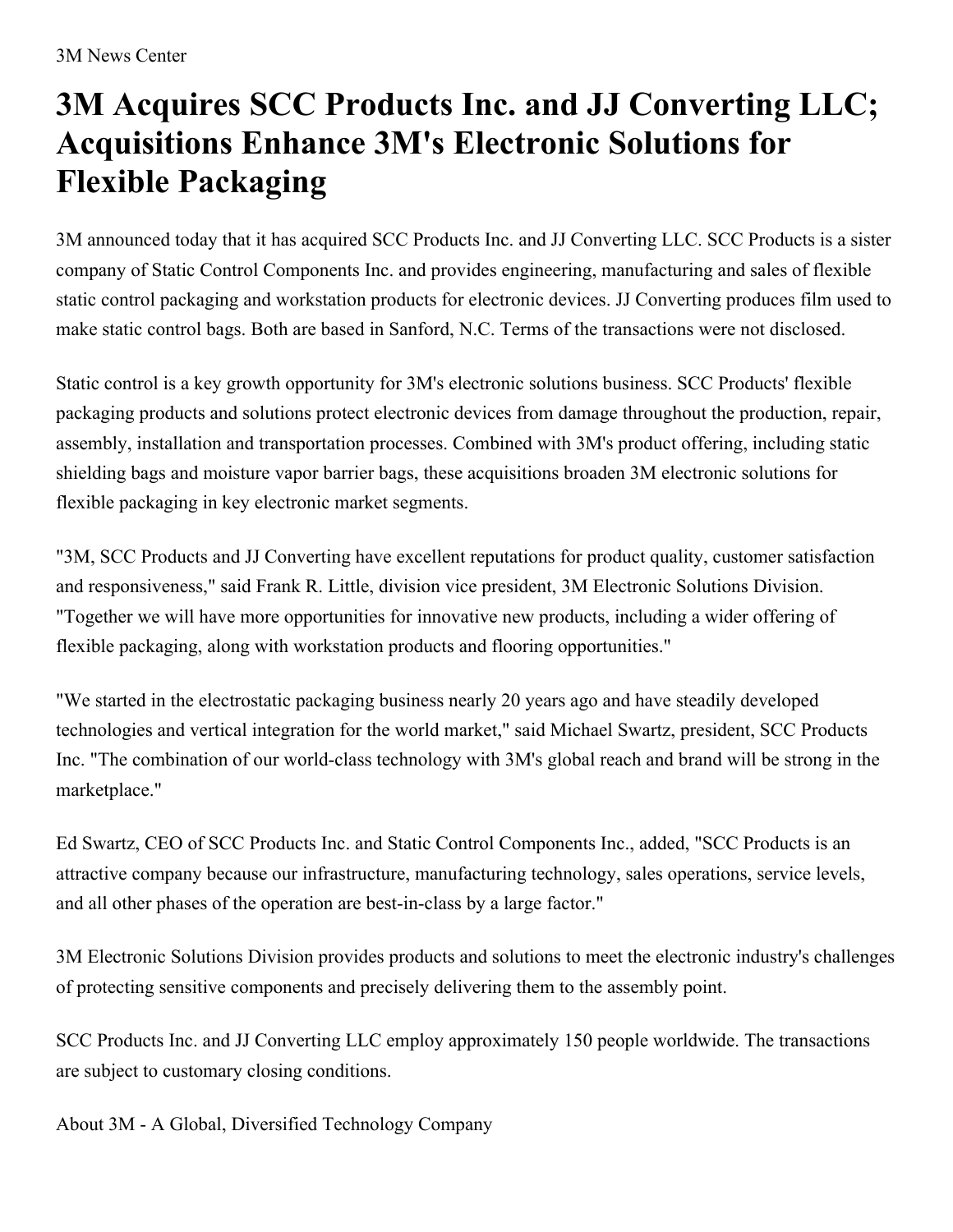3M News Center

# 3M Acquires SCC Products Inc. and JJ Converting LLC; Acquisitions Enhance 3M's Electronic Solutions for Flexible Packaging

3M announced today that it has acquired SCC Products Inc. and JJ Converting LLC. SCC Products is a sister company of Static Control Components Inc. and provides engineering, manufacturing and sales of flexible static control packaging and workstation products for electronic devices. JJ Converting produces film used to make static control bags. Both are based in Sanford, N.C. Terms of the transactions were not disclosed.

Static control is a key growth opportunity for 3M's electronic solutions business. SCC Products' flexible packaging products and solutions protect electronic devices from damage throughout the production, repair, assembly, installation and transportation processes. Combined with 3M's product offering, including static shielding bags and moisture vapor barrier bags, these acquisitions broaden 3M electronic solutions for flexible packaging in key electronic market segments.

"3M, SCC Products and JJ Converting have excellent reputations for product quality, customer satisfaction and responsiveness," said Frank R. Little, division vice president, 3M Electronic Solutions Division. "Together we will have more opportunities for innovative new products, including a wider offering of flexible packaging, along with workstation products and flooring opportunities."

"We started in the electrostatic packaging business nearly 20 years ago and have steadily developed technologies and vertical integration for the world market," said Michael Swartz, president, SCC Products Inc. "The combination of our world-class technology with 3M's global reach and brand will be strong in the marketplace."

Ed Swartz, CEO of SCC Products Inc. and Static Control Components Inc., added, "SCC Products is an attractive company because our infrastructure, manufacturing technology, sales operations, service levels, and all other phases of the operation are best-in-class by a large factor."

3M Electronic Solutions Division provides products and solutions to meet the electronic industry's challenges of protecting sensitive components and precisely delivering them to the assembly point.

SCC Products Inc. and JJ Converting LLC employ approximately 150 people worldwide. The transactions are subject to customary closing conditions.

About 3M - A Global, Diversified Technology Company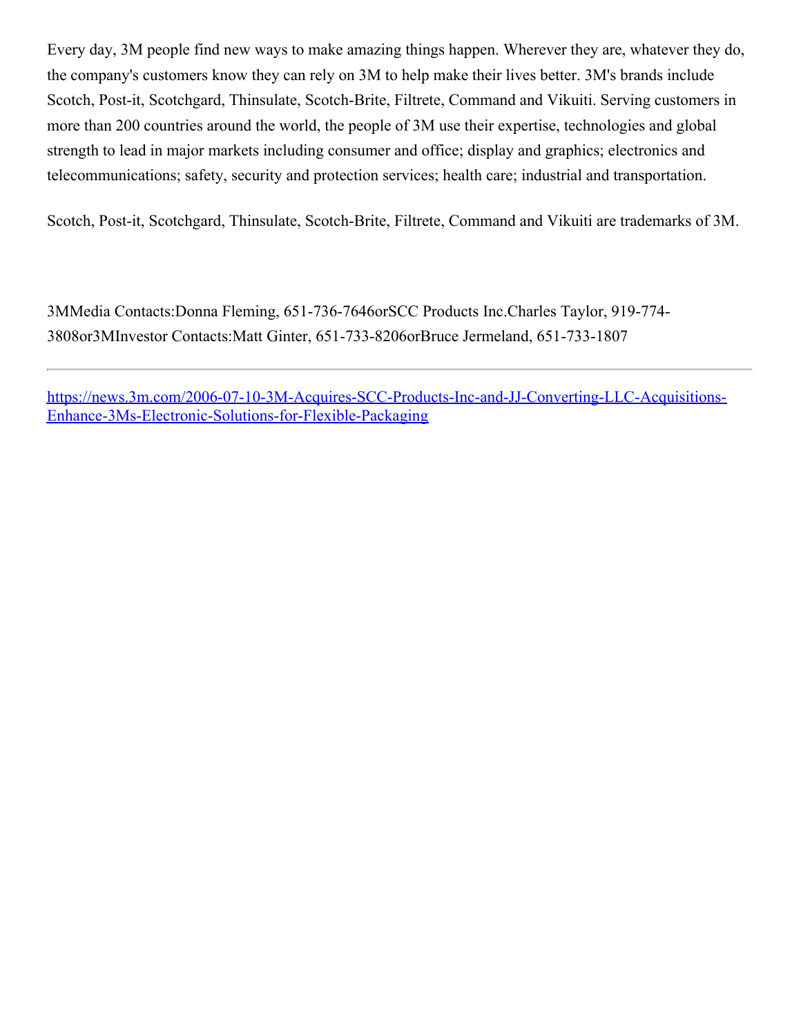Every day, 3M people find new ways to make amazing things happen. Wherever they are, whatever they do, the company's customers know they can rely on 3M to help make their lives better. 3M's brands include Scotch, Post-it, Scotchgard, Thinsulate, Scotch-Brite, Filtrete, Command and Vikuiti. Serving customers in more than 200 countries around the world, the people of 3M use their expertise, technologies and global strength to lead in major markets including consumer and office; display and graphics; electronics and telecommunications; safety, security and protection services; health care; industrial and transportation.

Scotch, Post-it, Scotchgard, Thinsulate, Scotch-Brite, Filtrete, Command and Vikuiti are trademarks of 3M.

3MMedia Contacts:Donna Fleming, 651-736-7646orSCC Products Inc.Charles Taylor, 919-774-3808or3MInvestor Contacts:Matt Ginter, 651-733-8206orBruce Jermeland, 651-733-1807

---

https://news.3m.com/2006-07-10-3M-Acquires-SCC-Products-Inc-and-JJ-Converting-LLC-Acquisitions-Enhance-3Ms-Electronic-Solutions-for-Flexible-Packaging